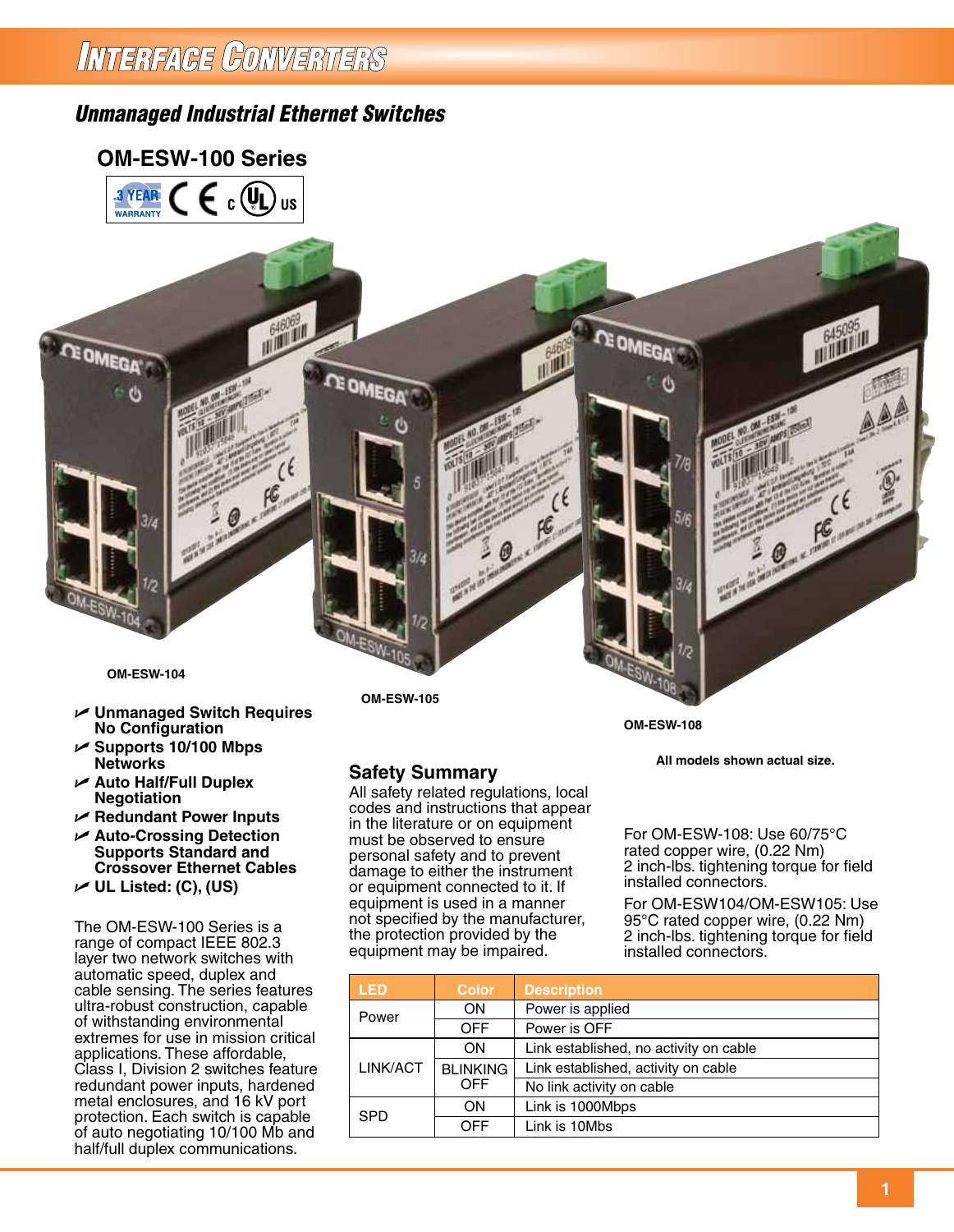# Interface Converters

## *Unmanaged Industrial Ethernet Switches*

### OM-ESW-100 Series

OM-ESW-104

OM-ESW-105

OM-ESW-108

All models shown actual size.

- Unmanaged Switch Requires No Configuration
- Supports 10/100 Mbps Networks
- Auto Half/Full Duplex Negotiation
- Redundant Power Inputs
- Auto-Crossing Detection Supports Standard and Crossover Ethernet Cables
- UL Listed: (C), (US)

The OM-ESW-100 Series is a range of compact IEEE 802.3 layer two network switches with automatic speed, duplex and cable sensing. The series features ultra-robust construction, capable of withstanding environmental extremes for use in mission critical applications. These affordable, Class I, Division 2 switches feature redundant power inputs, hardened metal enclosures, and 16 kV port protection. Each switch is capable of auto negotiating 10/100 Mb and half/full duplex communications.

## Safety Summary

All safety related regulations, local codes and instructions that appear in the literature or on equipment must be observed to ensure personal safety and to prevent damage to either the instrument or equipment connected to it. If equipment is used in a manner not specified by the manufacturer, the protection provided by the equipment may be impaired.

For OM-ESW-108: Use 60/75°C rated copper wire, (0.22 Nm) 2 inch-lbs. tightening torque for field installed connectors.

For OM-ESW104/OM-ESW105: Use 95°C rated copper wire, (0.22 Nm) 2 inch-lbs. tightening torque for field installed connectors.

| LED | Color | Description |
|---|---|---|
| Power | ON | Power is applied |
| | OFF | Power is OFF |
| LINK/ACT | ON | Link established, no activity on cable |
| | BLINKING | Link established, activity on cable |
| | OFF | No link activity on cable |
| SPD | ON | Link is 1000Mbps |
| | OFF | Link is 10Mbs |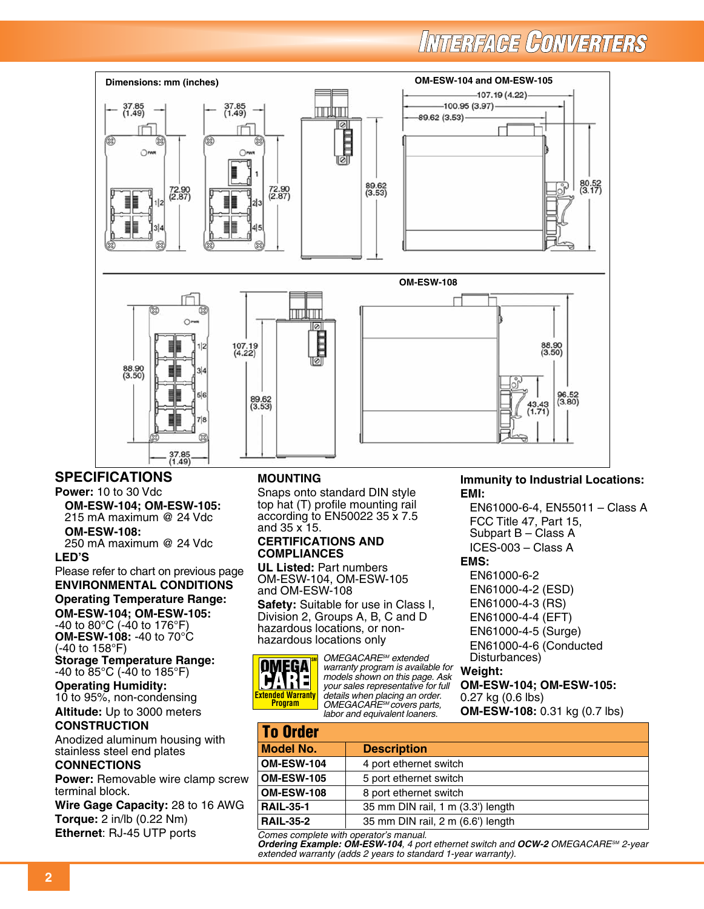Dimensions: mm (inches)

OM-ESW-104 and OM-ESW-105

37.85 (1.49)
37.85 (1.49)
72.90 (2.87)
72.90 (2.87)
89.62 (3.53)
107.19 (4.22)
100.95 (3.97)
89.62 (3.53)
80.52 (3.17)

OM-ESW-108

88.90 (3.50)
37.85 (1.49)
107.19 (4.22)
89.62 (3.53)
88.90 (3.50)
96.52 (3.80)
43.43 (1.71)

## SPECIFICATIONS

**Power:** 10 to 30 Vdc
**OM-ESW-104; OM-ESW-105:** 215 mA maximum @ 24 Vdc
**OM-ESW-108:** 250 mA maximum @ 24 Vdc

**LED'S**
Please refer to chart on previous page

**ENVIRONMENTAL CONDITIONS**
**Operating Temperature Range:**
**OM-ESW-104; OM-ESW-105:** -40 to 80°C (-40 to 176°F)
**OM-ESW-108:** -40 to 70°C (-40 to 158°F)
**Storage Temperature Range:** -40 to 85°C (-40 to 185°F)
**Operating Humidity:** 10 to 95%, non-condensing
**Altitude:** Up to 3000 meters

**CONSTRUCTION**
Anodized aluminum housing with stainless steel end plates

**CONNECTIONS**
**Power:** Removable wire clamp screw terminal block.
**Wire Gage Capacity:** 28 to 16 AWG
**Torque:** 2 in/lb (0.22 Nm)
**Ethernet**: RJ-45 UTP ports

**MOUNTING**
Snaps onto standard DIN style top hat (T) profile mounting rail according to EN50022 35 x 7.5 and 35 x 15.

**CERTIFICATIONS AND COMPLIANCES**
**UL Listed:** Part numbers OM-ESW-104, OM-ESW-105 and OM-ESW-108
**Safety:** Suitable for use in Class I, Division 2, Groups A, B, C and D hazardous locations, or non-hazardous locations only

*OMEGACARE℠ extended warranty program is available for models shown on this page. Ask your sales representative for full details when placing an order. OMEGACARE℠ covers parts, labor and equivalent loaners.*

**Immunity to Industrial Locations:**
**EMI:**
EN61000-6-4, EN55011 – Class A
FCC Title 47, Part 15, Subpart B – Class A
ICES-003 – Class A
**EMS:**
EN61000-6-2
EN61000-4-2 (ESD)
EN61000-4-3 (RS)
EN61000-4-4 (EFT)
EN61000-4-5 (Surge)
EN61000-4-6 (Conducted Disturbances)

**Weight:**
**OM-ESW-104; OM-ESW-105:** 0.27 kg (0.6 lbs)
**OM-ESW-108:** 0.31 kg (0.7 lbs)

## To Order

| Model No. | Description |
|---|---|
| OM-ESW-104 | 4 port ethernet switch |
| OM-ESW-105 | 5 port ethernet switch |
| OM-ESW-108 | 8 port ethernet switch |
| RAIL-35-1 | 35 mm DIN rail, 1 m (3.3') length |
| RAIL-35-2 | 35 mm DIN rail, 2 m (6.6') length |

*Comes complete with operator's manual.*
***Ordering Example: OM-ESW-104**, 4 port ethernet switch and **OCW-2** OMEGACARE℠ 2-year extended warranty (adds 2 years to standard 1-year warranty).*